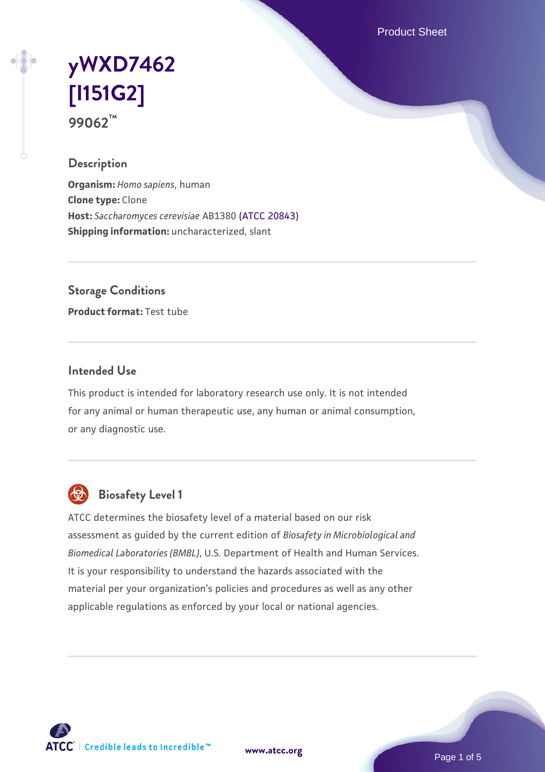# yWXD7462 [I151G2]

**99062™**

## Description

**Organism:** *Homo sapiens*, human
**Clone type:** Clone
**Host:** *Saccharomyces cerevisiae* AB1380 (ATCC 20843)
**Shipping information:** uncharacterized, slant

## Storage Conditions

**Product format:** Test tube

## Intended Use

This product is intended for laboratory research use only. It is not intended for any animal or human therapeutic use, any human or animal consumption, or any diagnostic use.

## Biosafety Level 1

ATCC determines the biosafety level of a material based on our risk assessment as guided by the current edition of *Biosafety in Microbiological and Biomedical Laboratories (BMBL)*, U.S. Department of Health and Human Services. It is your responsibility to understand the hazards associated with the material per your organization's policies and procedures as well as any other applicable regulations as enforced by your local or national agencies.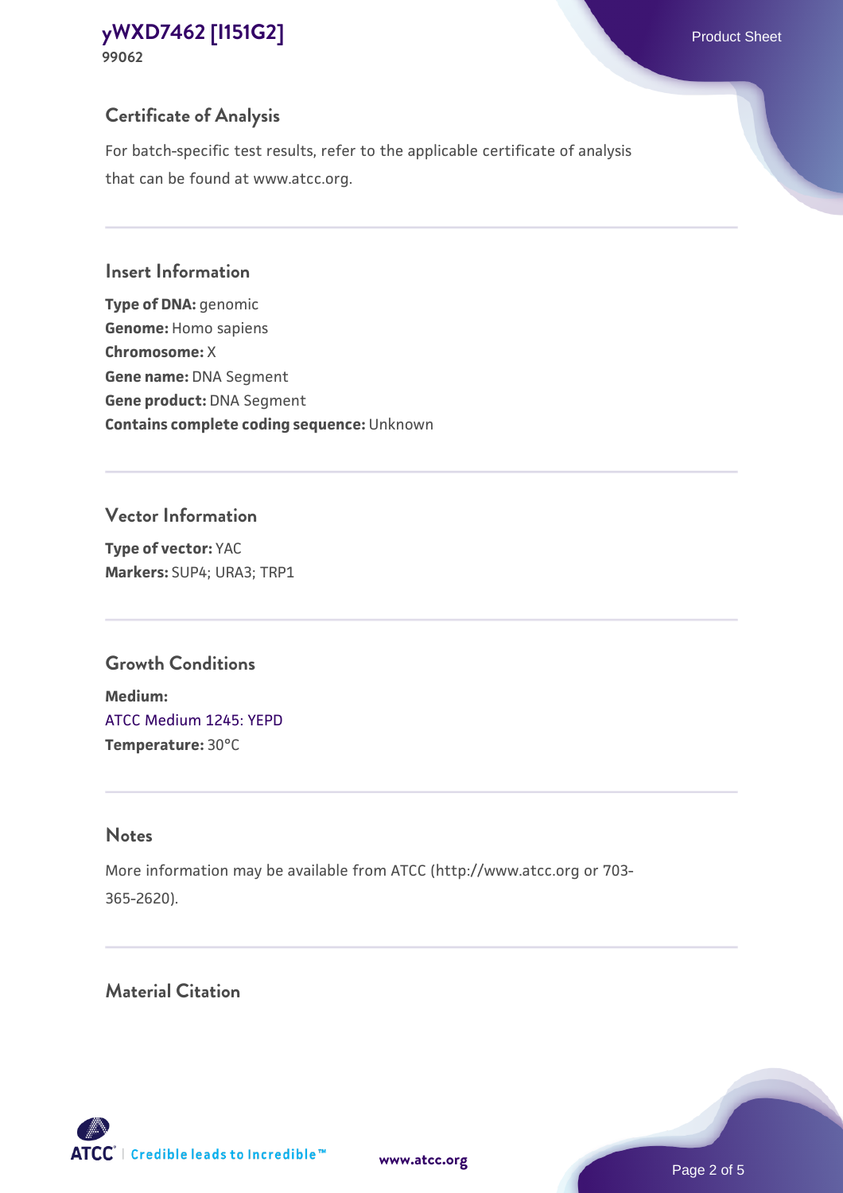## Certificate of Analysis

For batch-specific test results, refer to the applicable certificate of analysis that can be found at www.atcc.org.

## Insert Information

**Type of DNA:** genomic
**Genome:** Homo sapiens
**Chromosome:** X
**Gene name:** DNA Segment
**Gene product:** DNA Segment
**Contains complete coding sequence:** Unknown

## Vector Information

**Type of vector:** YAC
**Markers:** SUP4; URA3; TRP1

## Growth Conditions

**Medium:**
ATCC Medium 1245: YEPD
**Temperature:** 30°C

## Notes

More information may be available from ATCC (http://www.atcc.org or 703-365-2620).

## Material Citation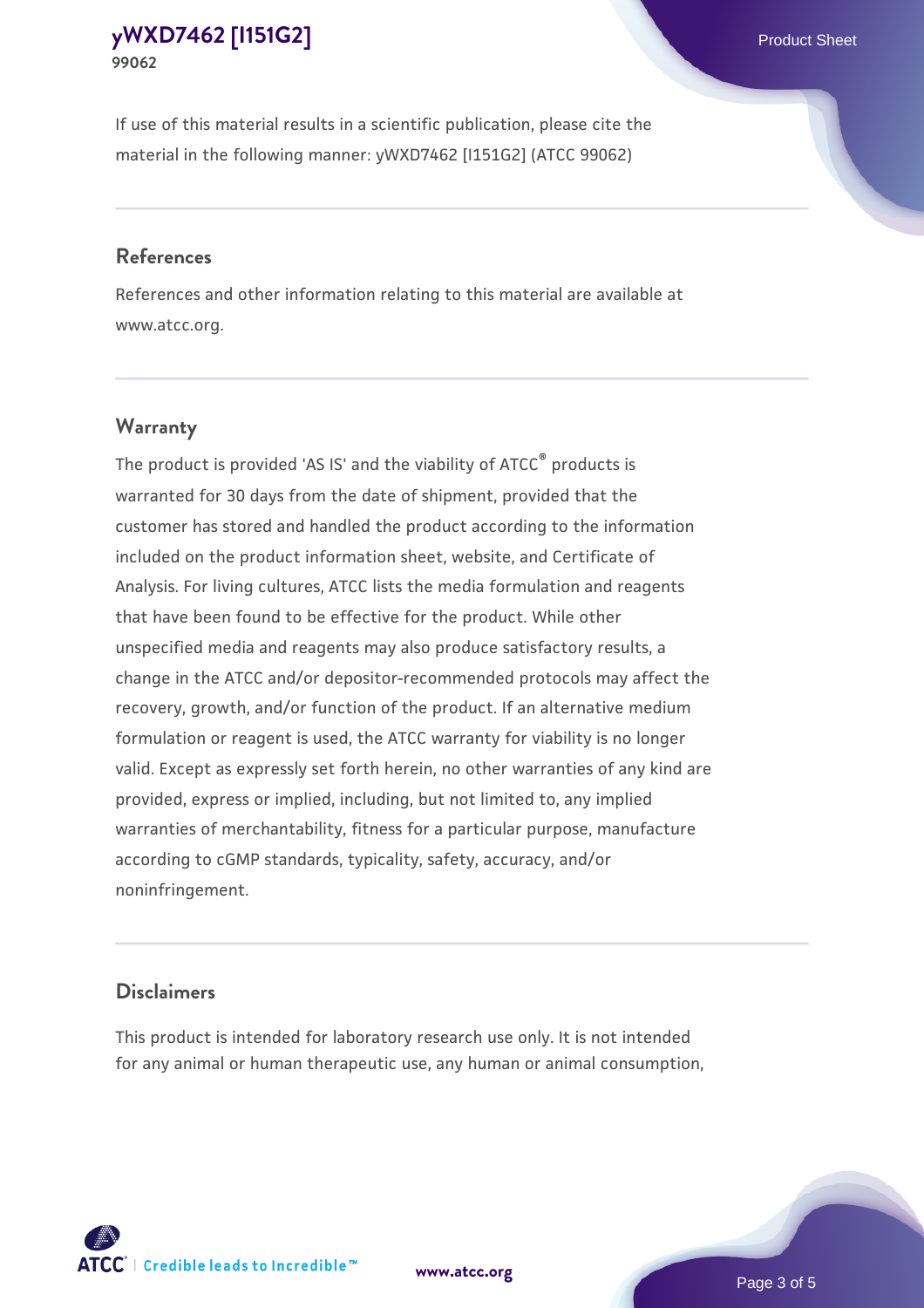If use of this material results in a scientific publication, please cite the material in the following manner: yWXD7462 [I151G2] (ATCC 99062)

## References

References and other information relating to this material are available at www.atcc.org.

## Warranty

The product is provided 'AS IS' and the viability of ATCC® products is warranted for 30 days from the date of shipment, provided that the customer has stored and handled the product according to the information included on the product information sheet, website, and Certificate of Analysis. For living cultures, ATCC lists the media formulation and reagents that have been found to be effective for the product. While other unspecified media and reagents may also produce satisfactory results, a change in the ATCC and/or depositor-recommended protocols may affect the recovery, growth, and/or function of the product. If an alternative medium formulation or reagent is used, the ATCC warranty for viability is no longer valid. Except as expressly set forth herein, no other warranties of any kind are provided, express or implied, including, but not limited to, any implied warranties of merchantability, fitness for a particular purpose, manufacture according to cGMP standards, typicality, safety, accuracy, and/or noninfringement.

## Disclaimers

This product is intended for laboratory research use only. It is not intended for any animal or human therapeutic use, any human or animal consumption,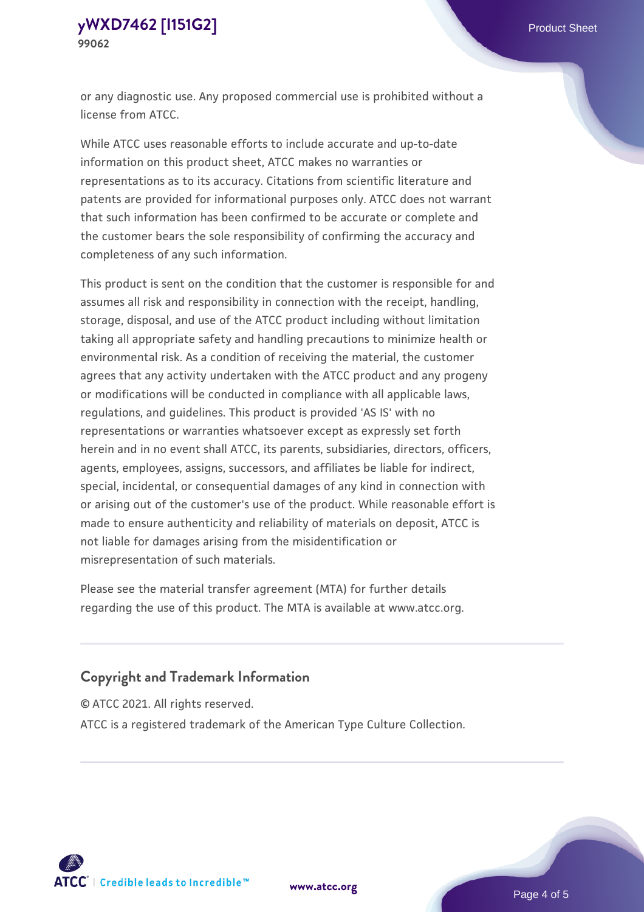or any diagnostic use. Any proposed commercial use is prohibited without a license from ATCC.

While ATCC uses reasonable efforts to include accurate and up-to-date information on this product sheet, ATCC makes no warranties or representations as to its accuracy. Citations from scientific literature and patents are provided for informational purposes only. ATCC does not warrant that such information has been confirmed to be accurate or complete and the customer bears the sole responsibility of confirming the accuracy and completeness of any such information.

This product is sent on the condition that the customer is responsible for and assumes all risk and responsibility in connection with the receipt, handling, storage, disposal, and use of the ATCC product including without limitation taking all appropriate safety and handling precautions to minimize health or environmental risk. As a condition of receiving the material, the customer agrees that any activity undertaken with the ATCC product and any progeny or modifications will be conducted in compliance with all applicable laws, regulations, and guidelines. This product is provided 'AS IS' with no representations or warranties whatsoever except as expressly set forth herein and in no event shall ATCC, its parents, subsidiaries, directors, officers, agents, employees, assigns, successors, and affiliates be liable for indirect, special, incidental, or consequential damages of any kind in connection with or arising out of the customer's use of the product. While reasonable effort is made to ensure authenticity and reliability of materials on deposit, ATCC is not liable for damages arising from the misidentification or misrepresentation of such materials.

Please see the material transfer agreement (MTA) for further details regarding the use of this product. The MTA is available at www.atcc.org.

## Copyright and Trademark Information

© ATCC 2021. All rights reserved.

ATCC is a registered trademark of the American Type Culture Collection.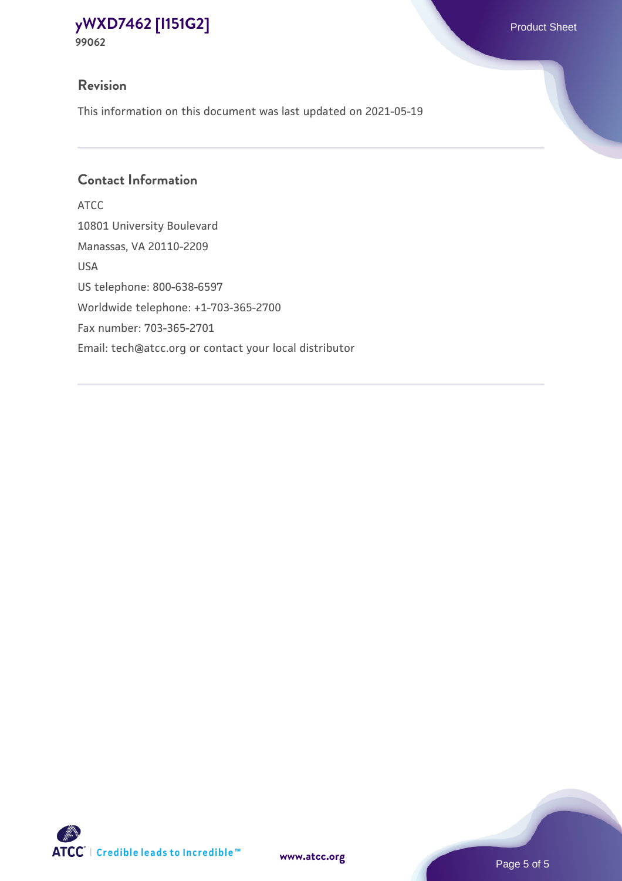## Revision

This information on this document was last updated on 2021-05-19

## Contact Information

ATCC
10801 University Boulevard
Manassas, VA 20110-2209
USA
US telephone: 800-638-6597
Worldwide telephone: +1-703-365-2700
Fax number: 703-365-2701
Email: tech@atcc.org or contact your local distributor